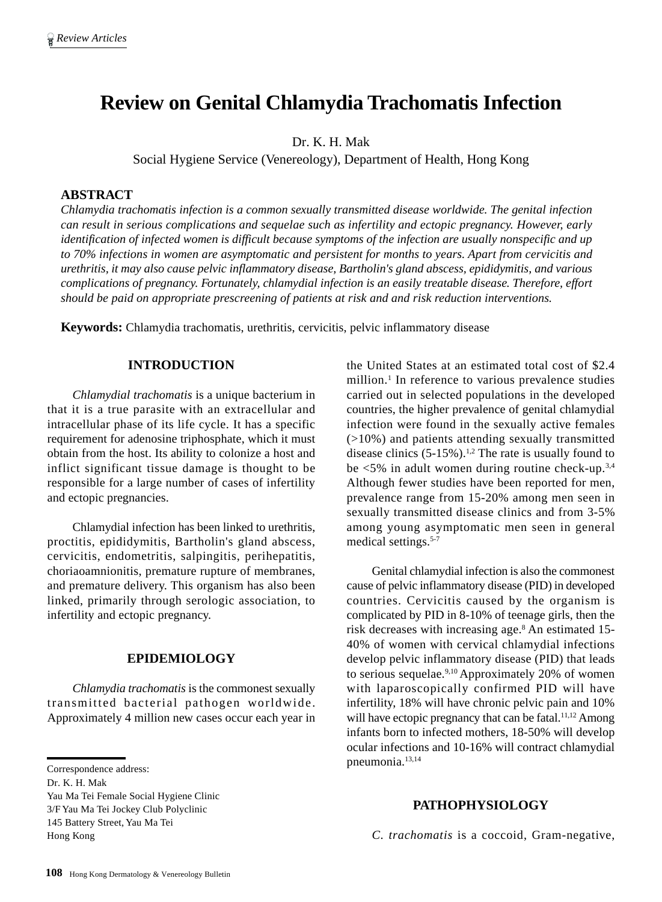# Review on Genital Chlamydia Trachomatis Infection

Dr. K. H. Mak

Social Hygiene Service (Venereology), Department of Health, Hong Kong

## ABSTRACT

*Chlamydia trachomatis infection is a common sexually transmitted disease worldwide. The genital infection can result in serious complications and sequelae such as infertility and ectopic pregnancy. However, early identification of infected women is difficult because symptoms of the infection are usually nonspecific and up to 70% infections in women are asymptomatic and persistent for months to years. Apart from cervicitis and urethritis, it may also cause pelvic inflammatory disease, Bartholin's gland abscess, epididymitis, and various complications of pregnancy. Fortunately, chlamydial infection is an easily treatable disease. Therefore, effort should be paid on appropriate prescreening of patients at risk and and risk reduction interventions.*

**Keywords:** Chlamydia trachomatis, urethritis, cervicitis, pelvic inflammatory disease

## INTRODUCTION

*Chlamydial trachomatis* is a unique bacterium in that it is a true parasite with an extracellular and intracellular phase of its life cycle. It has a specific requirement for adenosine triphosphate, which it must obtain from the host. Its ability to colonize a host and inflict significant tissue damage is thought to be responsible for a large number of cases of infertility and ectopic pregnancies.

Chlamydial infection has been linked to urethritis, proctitis, epididymitis, Bartholin's gland abscess, cervicitis, endometritis, salpingitis, perihepatitis, choriaoamnionitis, premature rupture of membranes, and premature delivery. This organism has also been linked, primarily through serologic association, to infertility and ectopic pregnancy.

## EPIDEMIOLOGY

*Chlamydia trachomatis* is the commonest sexually transmitted bacterial pathogen worldwide. Approximately 4 million new cases occur each year in the United States at an estimated total cost of $2.4 million.[1] In reference to various prevalence studies carried out in selected populations in the developed countries, the higher prevalence of genital chlamydial infection were found in the sexually active females (>10%) and patients attending sexually transmitted disease clinics (5-15%).[1,2] The rate is usually found to be <5% in adult women during routine check-up.[3,4] Although fewer studies have been reported for men, prevalence range from 15-20% among men seen in sexually transmitted disease clinics and from 3-5% among young asymptomatic men seen in general medical settings.[5-7]

Genital chlamydial infection is also the commonest cause of pelvic inflammatory disease (PID) in developed countries. Cervicitis caused by the organism is complicated by PID in 8-10% of teenage girls, then the risk decreases with increasing age.[8] An estimated 15-40% of women with cervical chlamydial infections develop pelvic inflammatory disease (PID) that leads to serious sequelae.[9,10] Approximately 20% of women with laparoscopically confirmed PID will have infertility, 18% will have chronic pelvic pain and 10% will have ectopic pregnancy that can be fatal.[11,12] Among infants born to infected mothers, 18-50% will develop ocular infections and 10-16% will contract chlamydial pneumonia.[13,14]

## PATHOPHYSIOLOGY

*C. trachomatis* is a coccoid, Gram-negative,

Correspondence address:
Dr. K. H. Mak
Yau Ma Tei Female Social Hygiene Clinic
3/F Yau Ma Tei Jockey Club Polyclinic
145 Battery Street, Yau Ma Tei
Hong Kong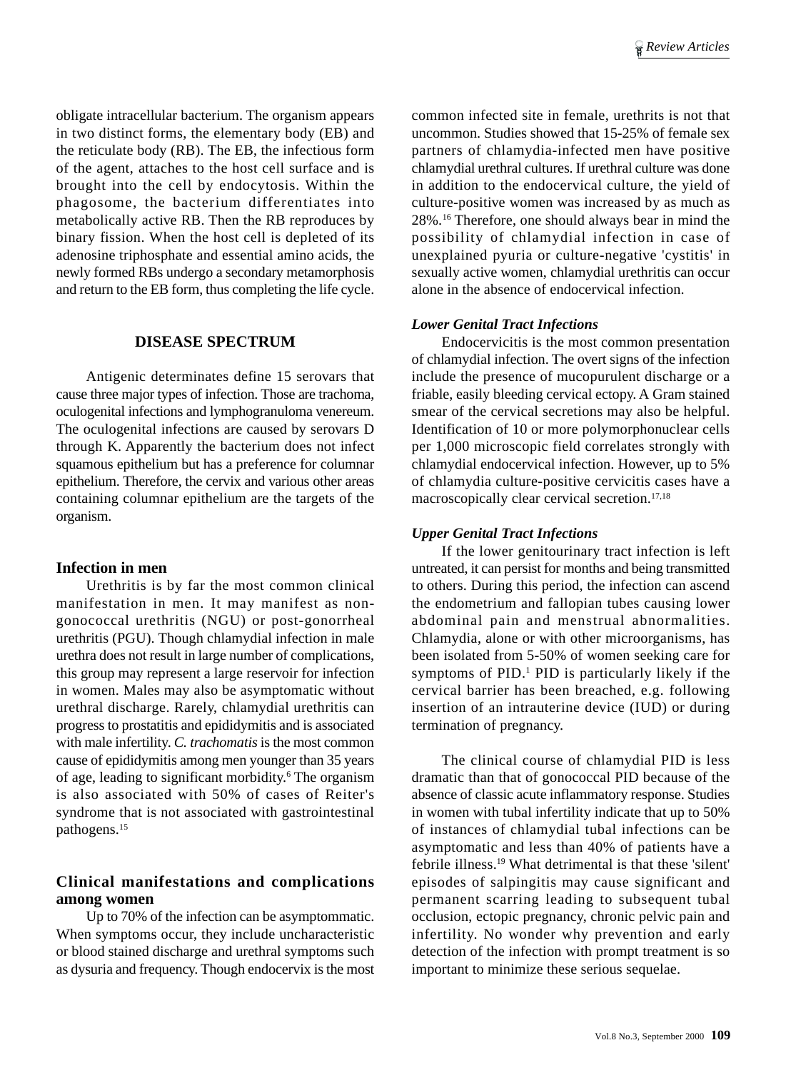obligate intracellular bacterium. The organism appears in two distinct forms, the elementary body (EB) and the reticulate body (RB). The EB, the infectious form of the agent, attaches to the host cell surface and is brought into the cell by endocytosis. Within the phagosome, the bacterium differentiates into metabolically active RB. Then the RB reproduces by binary fission. When the host cell is depleted of its adenosine triphosphate and essential amino acids, the newly formed RBs undergo a secondary metamorphosis and return to the EB form, thus completing the life cycle.

## DISEASE SPECTRUM

Antigenic determinates define 15 serovars that cause three major types of infection. Those are trachoma, oculogenital infections and lymphogranuloma venereum. The oculogenital infections are caused by serovars D through K. Apparently the bacterium does not infect squamous epithelium but has a preference for columnar epithelium. Therefore, the cervix and various other areas containing columnar epithelium are the targets of the organism.

### Infection in men

Urethritis is by far the most common clinical manifestation in men. It may manifest as non-gonococcal urethritis (NGU) or post-gonorrheal urethritis (PGU). Though chlamydial infection in male urethra does not result in large number of complications, this group may represent a large reservoir for infection in women. Males may also be asymptomatic without urethral discharge. Rarely, chlamydial urethritis can progress to prostatitis and epididymitis and is associated with male infertility. *C. trachomatis* is the most common cause of epididymitis among men younger than 35 years of age, leading to significant morbidity.[6] The organism is also associated with 50% of cases of Reiter's syndrome that is not associated with gastrointestinal pathogens.[15]

### Clinical manifestations and complications among women

Up to 70% of the infection can be asymptommatic. When symptoms occur, they include uncharacteristic or blood stained discharge and urethral symptoms such as dysuria and frequency. Though endocervix is the most common infected site in female, urethrits is not that uncommon. Studies showed that 15-25% of female sex partners of chlamydia-infected men have positive chlamydial urethral cultures. If urethral culture was done in addition to the endocervical culture, the yield of culture-positive women was increased by as much as 28%.[16] Therefore, one should always bear in mind the possibility of chlamydial infection in case of unexplained pyuria or culture-negative 'cystitis' in sexually active women, chlamydial urethritis can occur alone in the absence of endocervical infection.

#### *Lower Genital Tract Infections*

Endocervicitis is the most common presentation of chlamydial infection. The overt signs of the infection include the presence of mucopurulent discharge or a friable, easily bleeding cervical ectopy. A Gram stained smear of the cervical secretions may also be helpful. Identification of 10 or more polymorphonuclear cells per 1,000 microscopic field correlates strongly with chlamydial endocervical infection. However, up to 5% of chlamydia culture-positive cervicitis cases have a macroscopically clear cervical secretion.[17,18]

#### *Upper Genital Tract Infections*

If the lower genitourinary tract infection is left untreated, it can persist for months and being transmitted to others. During this period, the infection can ascend the endometrium and fallopian tubes causing lower abdominal pain and menstrual abnormalities. Chlamydia, alone or with other microorganisms, has been isolated from 5-50% of women seeking care for symptoms of PID.[1] PID is particularly likely if the cervical barrier has been breached, e.g. following insertion of an intrauterine device (IUD) or during termination of pregnancy.

The clinical course of chlamydial PID is less dramatic than that of gonococcal PID because of the absence of classic acute inflammatory response. Studies in women with tubal infertility indicate that up to 50% of instances of chlamydial tubal infections can be asymptomatic and less than 40% of patients have a febrile illness.[19] What detrimental is that these 'silent' episodes of salpingitis may cause significant and permanent scarring leading to subsequent tubal occlusion, ectopic pregnancy, chronic pelvic pain and infertility. No wonder why prevention and early detection of the infection with prompt treatment is so important to minimize these serious sequelae.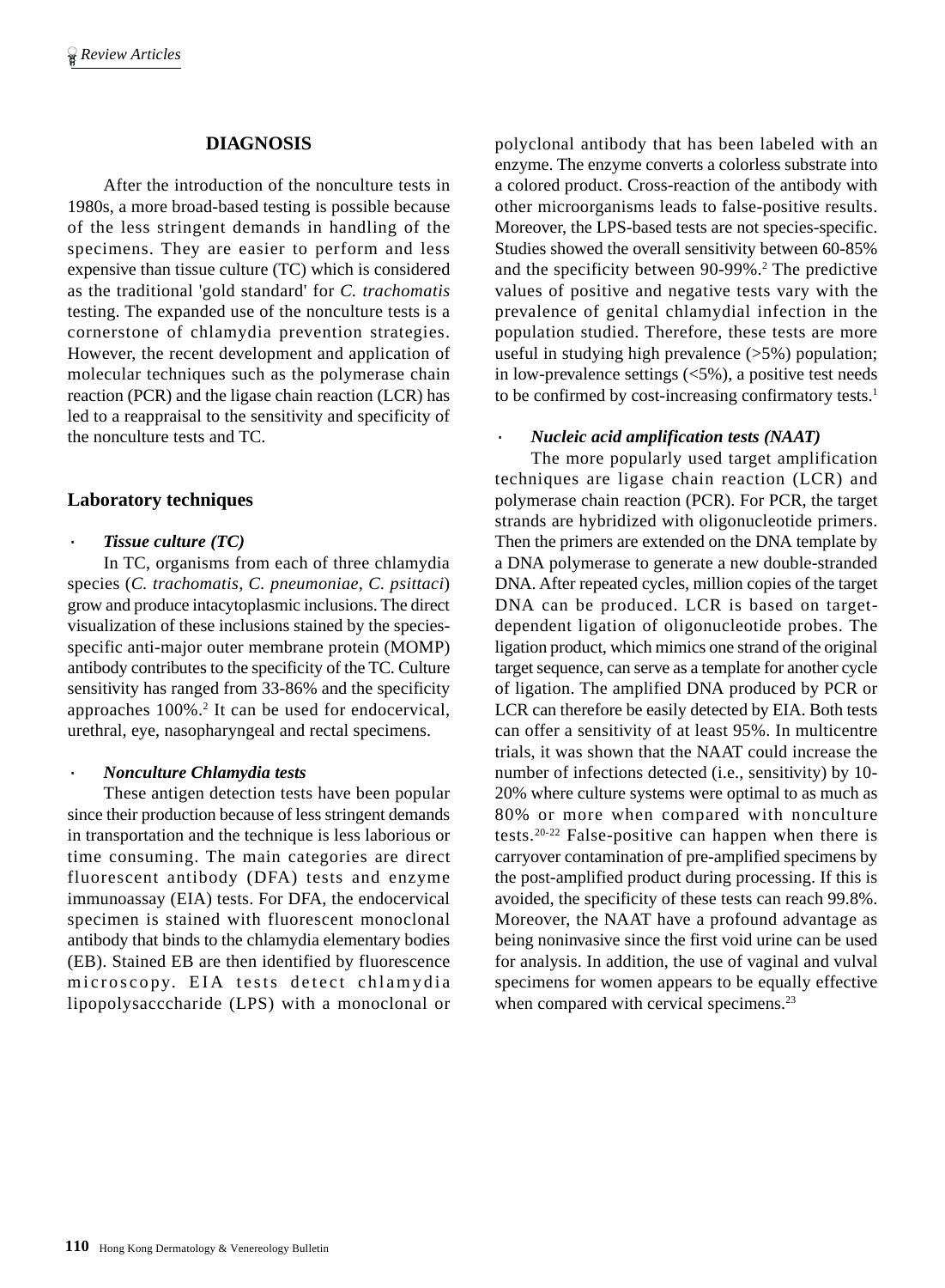## DIAGNOSIS

After the introduction of the nonculture tests in 1980s, a more broad-based testing is possible because of the less stringent demands in handling of the specimens. They are easier to perform and less expensive than tissue culture (TC) which is considered as the traditional 'gold standard' for *C. trachomatis* testing. The expanded use of the nonculture tests is a cornerstone of chlamydia prevention strategies. However, the recent development and application of molecular techniques such as the polymerase chain reaction (PCR) and the ligase chain reaction (LCR) has led to a reappraisal to the sensitivity and specificity of the nonculture tests and TC.

### Laboratory techniques

- ***Tissue culture (TC)***

In TC, organisms from each of three chlamydia species (*C. trachomatis, C. pneumoniae, C. psittaci*) grow and produce intacytoplasmic inclusions. The direct visualization of these inclusions stained by the species-specific anti-major outer membrane protein (MOMP) antibody contributes to the specificity of the TC. Culture sensitivity has ranged from 33-86% and the specificity approaches 100%.[2] It can be used for endocervical, urethral, eye, nasopharyngeal and rectal specimens.

- ***Nonculture Chlamydia tests***

These antigen detection tests have been popular since their production because of less stringent demands in transportation and the technique is less laborious or time consuming. The main categories are direct fluorescent antibody (DFA) tests and enzyme immunoassay (EIA) tests. For DFA, the endocervical specimen is stained with fluorescent monoclonal antibody that binds to the chlamydia elementary bodies (EB). Stained EB are then identified by fluorescence microscopy. EIA tests detect chlamydia lipopolysacccharide (LPS) with a monoclonal or polyclonal antibody that has been labeled with an enzyme. The enzyme converts a colorless substrate into a colored product. Cross-reaction of the antibody with other microorganisms leads to false-positive results. Moreover, the LPS-based tests are not species-specific. Studies showed the overall sensitivity between 60-85% and the specificity between 90-99%.[2] The predictive values of positive and negative tests vary with the prevalence of genital chlamydial infection in the population studied. Therefore, these tests are more useful in studying high prevalence (>5%) population; in low-prevalence settings (<5%), a positive test needs to be confirmed by cost-increasing confirmatory tests.[1]

- ***Nucleic acid amplification tests (NAAT)***

The more popularly used target amplification techniques are ligase chain reaction (LCR) and polymerase chain reaction (PCR). For PCR, the target strands are hybridized with oligonucleotide primers. Then the primers are extended on the DNA template by a DNA polymerase to generate a new double-stranded DNA. After repeated cycles, million copies of the target DNA can be produced. LCR is based on target-dependent ligation of oligonucleotide probes. The ligation product, which mimics one strand of the original target sequence, can serve as a template for another cycle of ligation. The amplified DNA produced by PCR or LCR can therefore be easily detected by EIA. Both tests can offer a sensitivity of at least 95%. In multicentre trials, it was shown that the NAAT could increase the number of infections detected (i.e., sensitivity) by 10-20% where culture systems were optimal to as much as 80% or more when compared with nonculture tests.[20-22] False-positive can happen when there is carryover contamination of pre-amplified specimens by the post-amplified product during processing. If this is avoided, the specificity of these tests can reach 99.8%. Moreover, the NAAT have a profound advantage as being noninvasive since the first void urine can be used for analysis. In addition, the use of vaginal and vulval specimens for women appears to be equally effective when compared with cervical specimens.[23]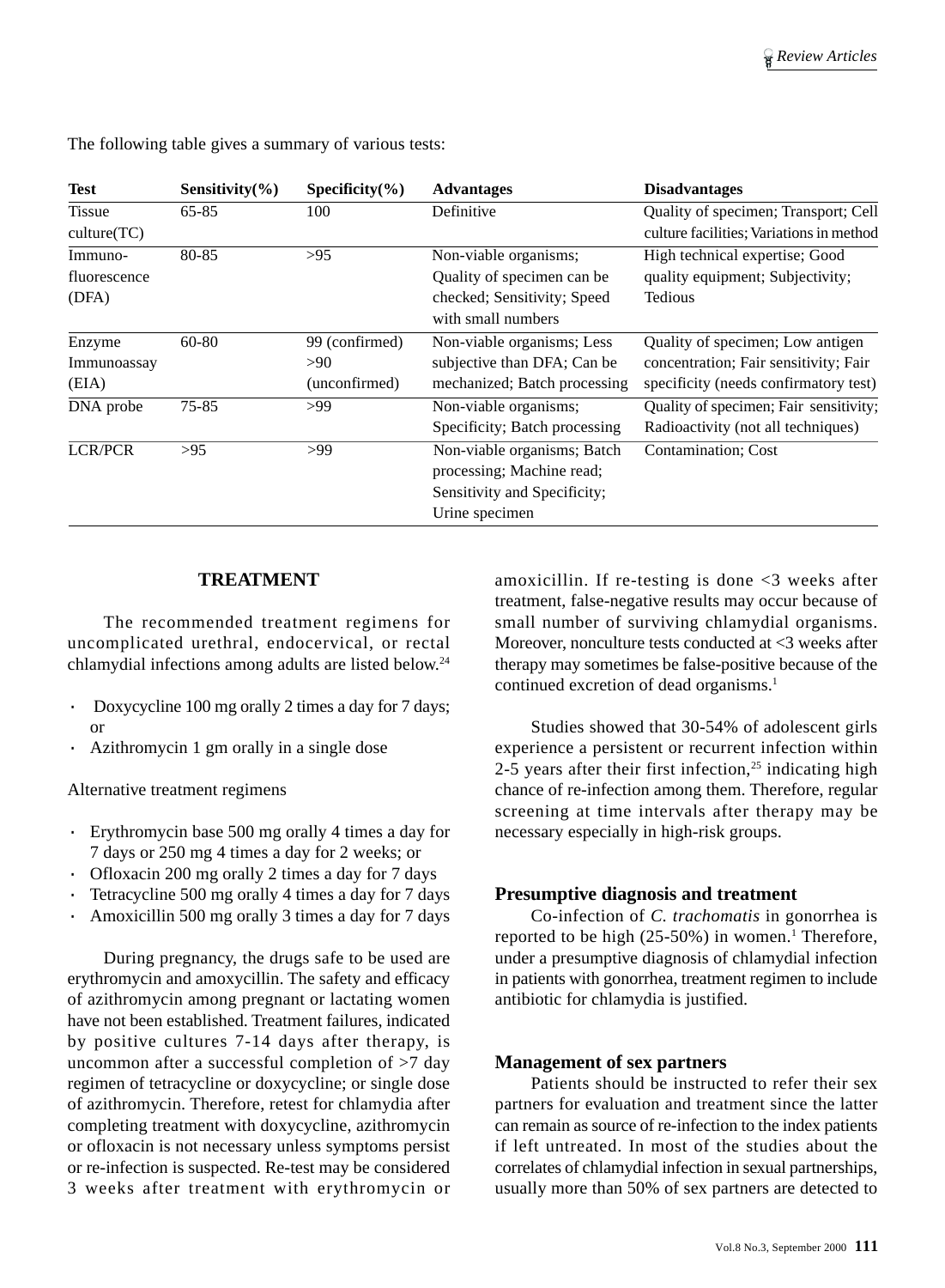The following table gives a summary of various tests:

| Test | Sensitivity(%) | Specificity(%) | Advantages | Disadvantages |
|---|---|---|---|---|
| Tissue culture(TC) | 65-85 | 100 | Definitive | Quality of specimen; Transport; Cell culture facilities; Variations in method |
| Immuno-fluorescence (DFA) | 80-85 | >95 | Non-viable organisms; Quality of specimen can be checked; Sensitivity; Speed with small numbers | High technical expertise; Good quality equipment; Subjectivity; Tedious |
| Enzyme Immunoassay (EIA) | 60-80 | 99 (confirmed) >90 (unconfirmed) | Non-viable organisms; Less subjective than DFA; Can be mechanized; Batch processing | Quality of specimen; Low antigen concentration; Fair sensitivity; Fair specificity (needs confirmatory test) |
| DNA probe | 75-85 | >99 | Non-viable organisms; Specificity; Batch processing | Quality of specimen; Fair sensitivity; Radioactivity (not all techniques) |
| LCR/PCR | >95 | >99 | Non-viable organisms; Batch processing; Machine read; Sensitivity and Specificity; Urine specimen | Contamination; Cost |

## TREATMENT

The recommended treatment regimens for uncomplicated urethral, endocervical, or rectal chlamydial infections among adults are listed below.[24]

- Doxycycline 100 mg orally 2 times a day for 7 days; or
- Azithromycin 1 gm orally in a single dose

Alternative treatment regimens

- Erythromycin base 500 mg orally 4 times a day for 7 days or 250 mg 4 times a day for 2 weeks; or
- Ofloxacin 200 mg orally 2 times a day for 7 days
- Tetracycline 500 mg orally 4 times a day for 7 days
- Amoxicillin 500 mg orally 3 times a day for 7 days

During pregnancy, the drugs safe to be used are erythromycin and amoxycillin. The safety and efficacy of azithromycin among pregnant or lactating women have not been established. Treatment failures, indicated by positive cultures 7-14 days after therapy, is uncommon after a successful completion of >7 day regimen of tetracycline or doxycycline; or single dose of azithromycin. Therefore, retest for chlamydia after completing treatment with doxycycline, azithromycin or ofloxacin is not necessary unless symptoms persist or re-infection is suspected. Re-test may be considered 3 weeks after treatment with erythromycin or amoxicillin. If re-testing is done <3 weeks after treatment, false-negative results may occur because of small number of surviving chlamydial organisms. Moreover, nonculture tests conducted at <3 weeks after therapy may sometimes be false-positive because of the continued excretion of dead organisms.[1]

Studies showed that 30-54% of adolescent girls experience a persistent or recurrent infection within 2-5 years after their first infection,[25] indicating high chance of re-infection among them. Therefore, regular screening at time intervals after therapy may be necessary especially in high-risk groups.

### Presumptive diagnosis and treatment

Co-infection of *C. trachomatis* in gonorrhea is reported to be high (25-50%) in women.[1] Therefore, under a presumptive diagnosis of chlamydial infection in patients with gonorrhea, treatment regimen to include antibiotic for chlamydia is justified.

### Management of sex partners

Patients should be instructed to refer their sex partners for evaluation and treatment since the latter can remain as source of re-infection to the index patients if left untreated. In most of the studies about the correlates of chlamydial infection in sexual partnerships, usually more than 50% of sex partners are detected to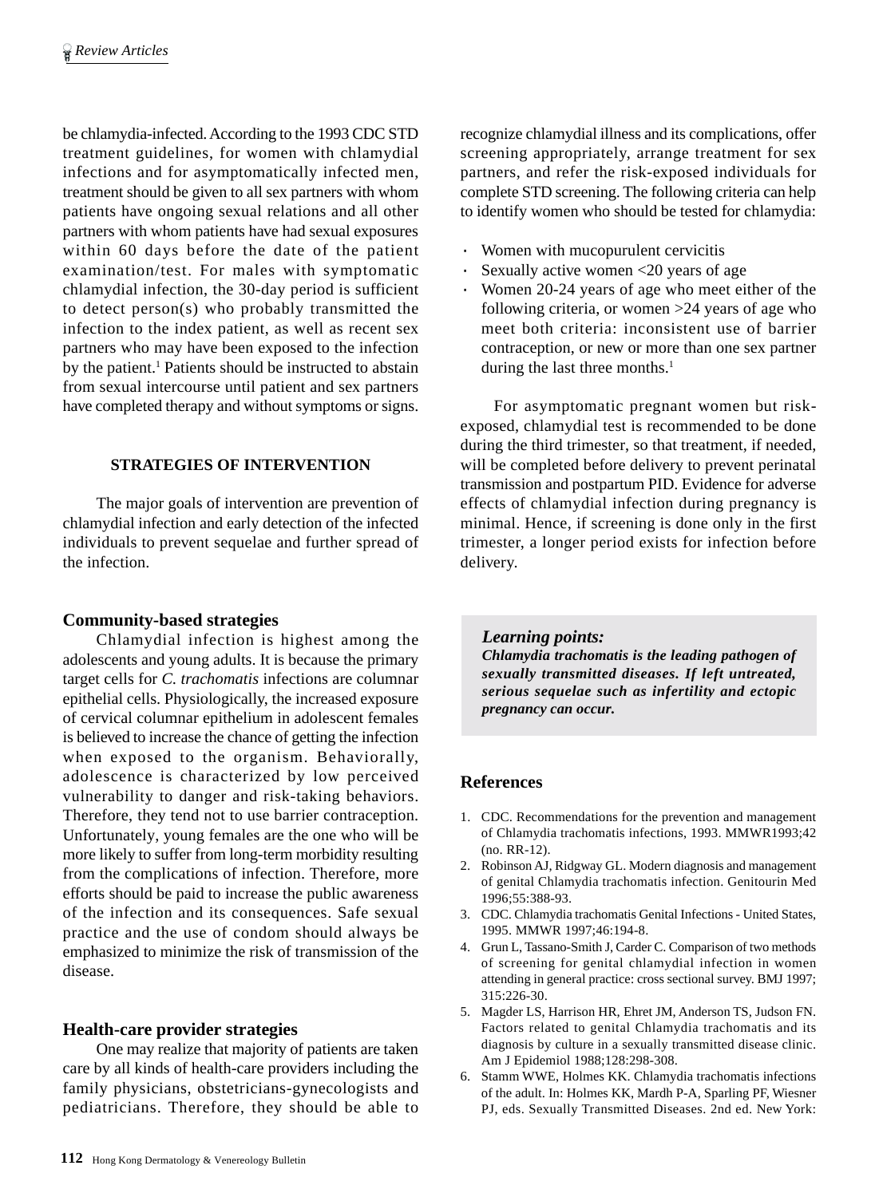be chlamydia-infected. According to the 1993 CDC STD treatment guidelines, for women with chlamydial infections and for asymptomatically infected men, treatment should be given to all sex partners with whom patients have ongoing sexual relations and all other partners with whom patients have had sexual exposures within 60 days before the date of the patient examination/test. For males with symptomatic chlamydial infection, the 30-day period is sufficient to detect person(s) who probably transmitted the infection to the index patient, as well as recent sex partners who may have been exposed to the infection by the patient.[1] Patients should be instructed to abstain from sexual intercourse until patient and sex partners have completed therapy and without symptoms or signs.

## STRATEGIES OF INTERVENTION

The major goals of intervention are prevention of chlamydial infection and early detection of the infected individuals to prevent sequelae and further spread of the infection.

### Community-based strategies

Chlamydial infection is highest among the adolescents and young adults. It is because the primary target cells for *C. trachomatis* infections are columnar epithelial cells. Physiologically, the increased exposure of cervical columnar epithelium in adolescent females is believed to increase the chance of getting the infection when exposed to the organism. Behaviorally, adolescence is characterized by low perceived vulnerability to danger and risk-taking behaviors. Therefore, they tend not to use barrier contraception. Unfortunately, young females are the one who will be more likely to suffer from long-term morbidity resulting from the complications of infection. Therefore, more efforts should be paid to increase the public awareness of the infection and its consequences. Safe sexual practice and the use of condom should always be emphasized to minimize the risk of transmission of the disease.

### Health-care provider strategies

One may realize that majority of patients are taken care by all kinds of health-care providers including the family physicians, obstetricians-gynecologists and pediatricians. Therefore, they should be able to recognize chlamydial illness and its complications, offer screening appropriately, arrange treatment for sex partners, and refer the risk-exposed individuals for complete STD screening. The following criteria can help to identify women who should be tested for chlamydia:

- Women with mucopurulent cervicitis
- Sexually active women <20 years of age
- Women 20-24 years of age who meet either of the following criteria, or women >24 years of age who meet both criteria: inconsistent use of barrier contraception, or new or more than one sex partner during the last three months.[1]

For asymptomatic pregnant women but risk-exposed, chlamydial test is recommended to be done during the third trimester, so that treatment, if needed, will be completed before delivery to prevent perinatal transmission and postpartum PID. Evidence for adverse effects of chlamydial infection during pregnancy is minimal. Hence, if screening is done only in the first trimester, a longer period exists for infection before delivery.

> ***Learning points:***
> ***Chlamydia trachomatis is the leading pathogen of sexually transmitted diseases. If left untreated, serious sequelae such as infertility and ectopic pregnancy can occur.***

## References

1. CDC. Recommendations for the prevention and management of Chlamydia trachomatis infections, 1993. MMWR1993;42 (no. RR-12).
2. Robinson AJ, Ridgway GL. Modern diagnosis and management of genital Chlamydia trachomatis infection. Genitourin Med 1996;55:388-93.
3. CDC. Chlamydia trachomatis Genital Infections - United States, 1995. MMWR 1997;46:194-8.
4. Grun L, Tassano-Smith J, Carder C. Comparison of two methods of screening for genital chlamydial infection in women attending in general practice: cross sectional survey. BMJ 1997; 315:226-30.
5. Magder LS, Harrison HR, Ehret JM, Anderson TS, Judson FN. Factors related to genital Chlamydia trachomatis and its diagnosis by culture in a sexually transmitted disease clinic. Am J Epidemiol 1988;128:298-308.
6. Stamm WWE, Holmes KK. Chlamydia trachomatis infections of the adult. In: Holmes KK, Mardh P-A, Sparling PF, Wiesner PJ, eds. Sexually Transmitted Diseases. 2nd ed. New York: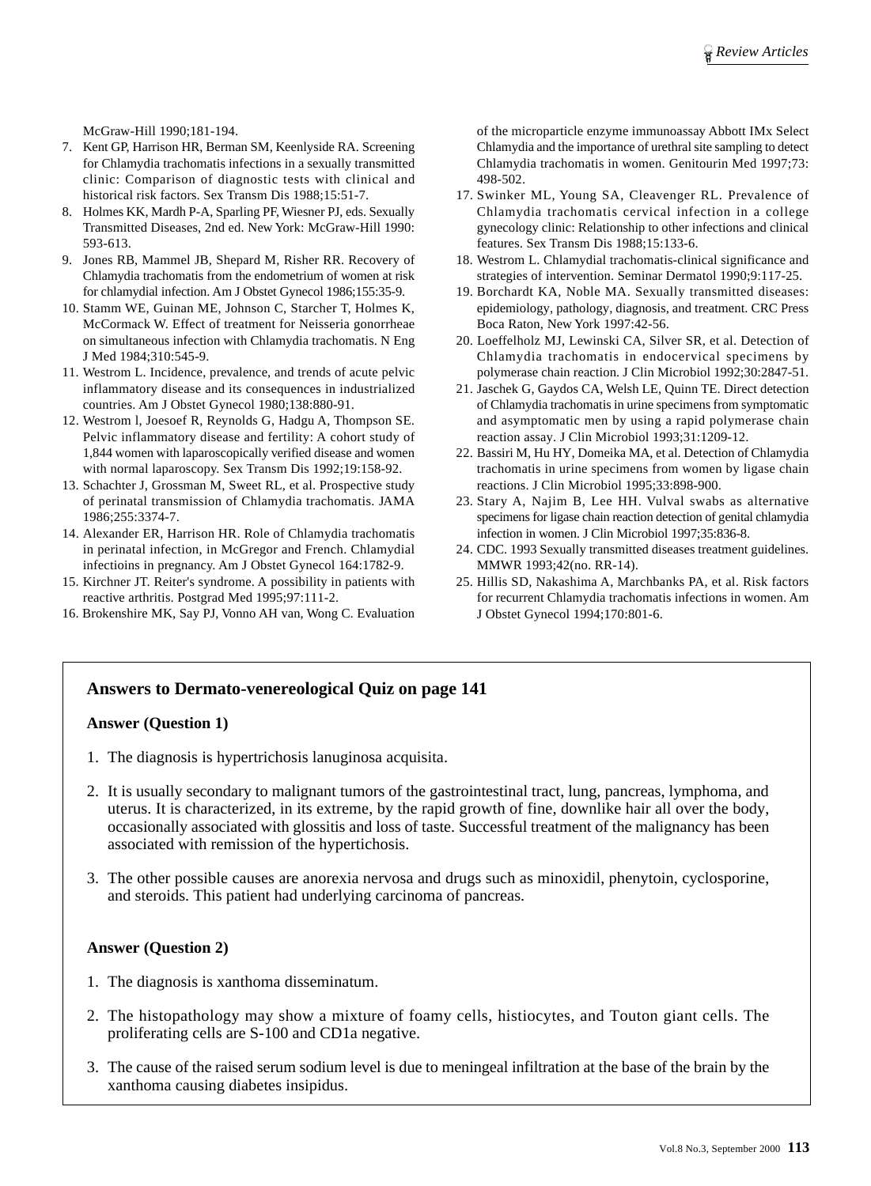McGraw-Hill 1990;181-194.

7. Kent GP, Harrison HR, Berman SM, Keenlyside RA. Screening for Chlamydia trachomatis infections in a sexually transmitted clinic: Comparison of diagnostic tests with clinical and historical risk factors. Sex Transm Dis 1988;15:51-7.
8. Holmes KK, Mardh P-A, Sparling PF, Wiesner PJ, eds. Sexually Transmitted Diseases, 2nd ed. New York: McGraw-Hill 1990: 593-613.
9. Jones RB, Mammel JB, Shepard M, Risher RR. Recovery of Chlamydia trachomatis from the endometrium of women at risk for chlamydial infection. Am J Obstet Gynecol 1986;155:35-9.
10. Stamm WE, Guinan ME, Johnson C, Starcher T, Holmes K, McCormack W. Effect of treatment for Neisseria gonorrheae on simultaneous infection with Chlamydia trachomatis. N Eng J Med 1984;310:545-9.
11. Westrom L. Incidence, prevalence, and trends of acute pelvic inflammatory disease and its consequences in industrialized countries. Am J Obstet Gynecol 1980;138:880-91.
12. Westrom l, Joesoef R, Reynolds G, Hadgu A, Thompson SE. Pelvic inflammatory disease and fertility: A cohort study of 1,844 women with laparoscopically verified disease and women with normal laparoscopy. Sex Transm Dis 1992;19:158-92.
13. Schachter J, Grossman M, Sweet RL, et al. Prospective study of perinatal transmission of Chlamydia trachomatis. JAMA 1986;255:3374-7.
14. Alexander ER, Harrison HR. Role of Chlamydia trachomatis in perinatal infection, in McGregor and French. Chlamydial infectioins in pregnancy. Am J Obstet Gynecol 164:1782-9.
15. Kirchner JT. Reiter's syndrome. A possibility in patients with reactive arthritis. Postgrad Med 1995;97:111-2.
16. Brokenshire MK, Say PJ, Vonno AH van, Wong C. Evaluation of the microparticle enzyme immunoassay Abbott IMx Select Chlamydia and the importance of urethral site sampling to detect Chlamydia trachomatis in women. Genitourin Med 1997;73: 498-502.
17. Swinker ML, Young SA, Cleavenger RL. Prevalence of Chlamydia trachomatis cervical infection in a college gynecology clinic: Relationship to other infections and clinical features. Sex Transm Dis 1988;15:133-6.
18. Westrom L. Chlamydial trachomatis-clinical significance and strategies of intervention. Seminar Dermatol 1990;9:117-25.
19. Borchardt KA, Noble MA. Sexually transmitted diseases: epidemiology, pathology, diagnosis, and treatment. CRC Press Boca Raton, New York 1997:42-56.
20. Loeffelholz MJ, Lewinski CA, Silver SR, et al. Detection of Chlamydia trachomatis in endocervical specimens by polymerase chain reaction. J Clin Microbiol 1992;30:2847-51.
21. Jaschek G, Gaydos CA, Welsh LE, Quinn TE. Direct detection of Chlamydia trachomatis in urine specimens from symptomatic and asymptomatic men by using a rapid polymerase chain reaction assay. J Clin Microbiol 1993;31:1209-12.
22. Bassiri M, Hu HY, Domeika MA, et al. Detection of Chlamydia trachomatis in urine specimens from women by ligase chain reactions. J Clin Microbiol 1995;33:898-900.
23. Stary A, Najim B, Lee HH. Vulval swabs as alternative specimens for ligase chain reaction detection of genital chlamydia infection in women. J Clin Microbiol 1997;35:836-8.
24. CDC. 1993 Sexually transmitted diseases treatment guidelines. MMWR 1993;42(no. RR-14).
25. Hillis SD, Nakashima A, Marchbanks PA, et al. Risk factors for recurrent Chlamydia trachomatis infections in women. Am J Obstet Gynecol 1994;170:801-6.

## Answers to Dermato-venereological Quiz on page 141

### Answer (Question 1)

1. The diagnosis is hypertrichosis lanuginosa acquisita.
2. It is usually secondary to malignant tumors of the gastrointestinal tract, lung, pancreas, lymphoma, and uterus. It is characterized, in its extreme, by the rapid growth of fine, downlike hair all over the body, occasionally associated with glossitis and loss of taste. Successful treatment of the malignancy has been associated with remission of the hypertichosis.
3. The other possible causes are anorexia nervosa and drugs such as minoxidil, phenytoin, cyclosporine, and steroids. This patient had underlying carcinoma of pancreas.

### Answer (Question 2)

1. The diagnosis is xanthoma disseminatum.
2. The histopathology may show a mixture of foamy cells, histiocytes, and Touton giant cells. The proliferating cells are S-100 and CD1a negative.
3. The cause of the raised serum sodium level is due to meningeal infiltration at the base of the brain by the xanthoma causing diabetes insipidus.